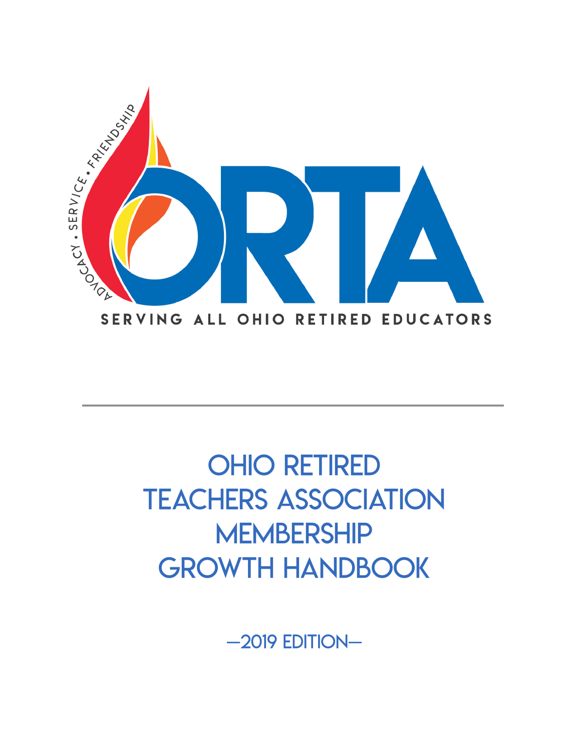ADVOCACY • SERVICE • FRIENDSHIP

ORTA

SERVING ALL OHIO RETIRED EDUCATORS

---

# OHIO RETIRED TEACHERS ASSOCIATION MEMBERSHIP GROWTH HANDBOOK

—2019 EDITION—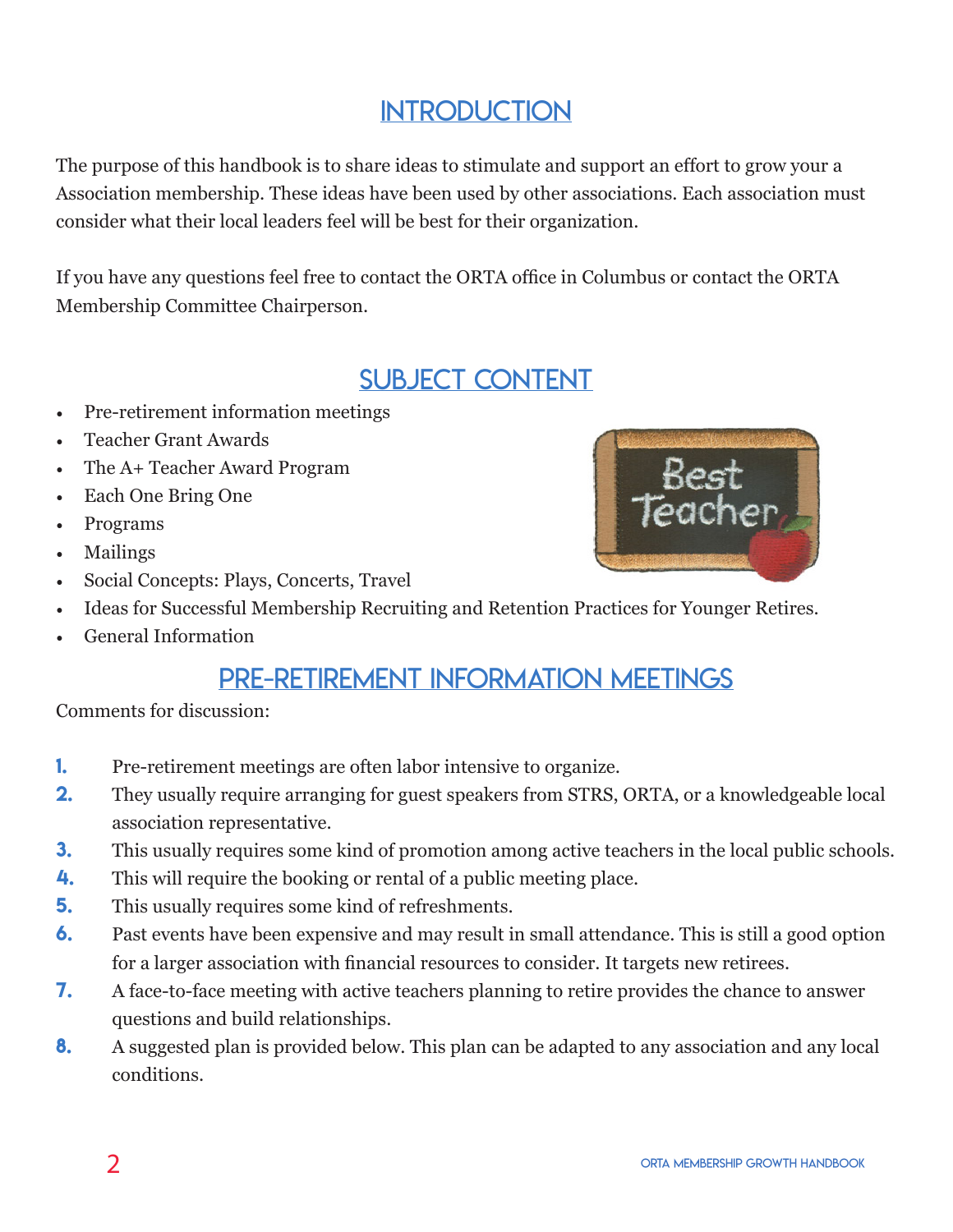# INTRODUCTION

The purpose of this handbook is to share ideas to stimulate and support an effort to grow your a Association membership. These ideas have been used by other associations. Each association must consider what their local leaders feel will be best for their organization.

If you have any questions feel free to contact the ORTA office in Columbus or contact the ORTA Membership Committee Chairperson.

# SUBJECT CONTENT

- Pre-retirement information meetings
- Teacher Grant Awards
- The A+ Teacher Award Program
- Each One Bring One
- Programs
- Mailings
- Social Concepts: Plays, Concerts, Travel
- Ideas for Successful Membership Recruiting and Retention Practices for Younger Retires.
- General Information

# PRE-RETIREMENT INFORMATION MEETINGS

Comments for discussion:

1. Pre-retirement meetings are often labor intensive to organize.
2. They usually require arranging for guest speakers from STRS, ORTA, or a knowledgeable local association representative.
3. This usually requires some kind of promotion among active teachers in the local public schools.
4. This will require the booking or rental of a public meeting place.
5. This usually requires some kind of refreshments.
6. Past events have been expensive and may result in small attendance. This is still a good option for a larger association with financial resources to consider. It targets new retirees.
7. A face-to-face meeting with active teachers planning to retire provides the chance to answer questions and build relationships.
8. A suggested plan is provided below. This plan can be adapted to any association and any local conditions.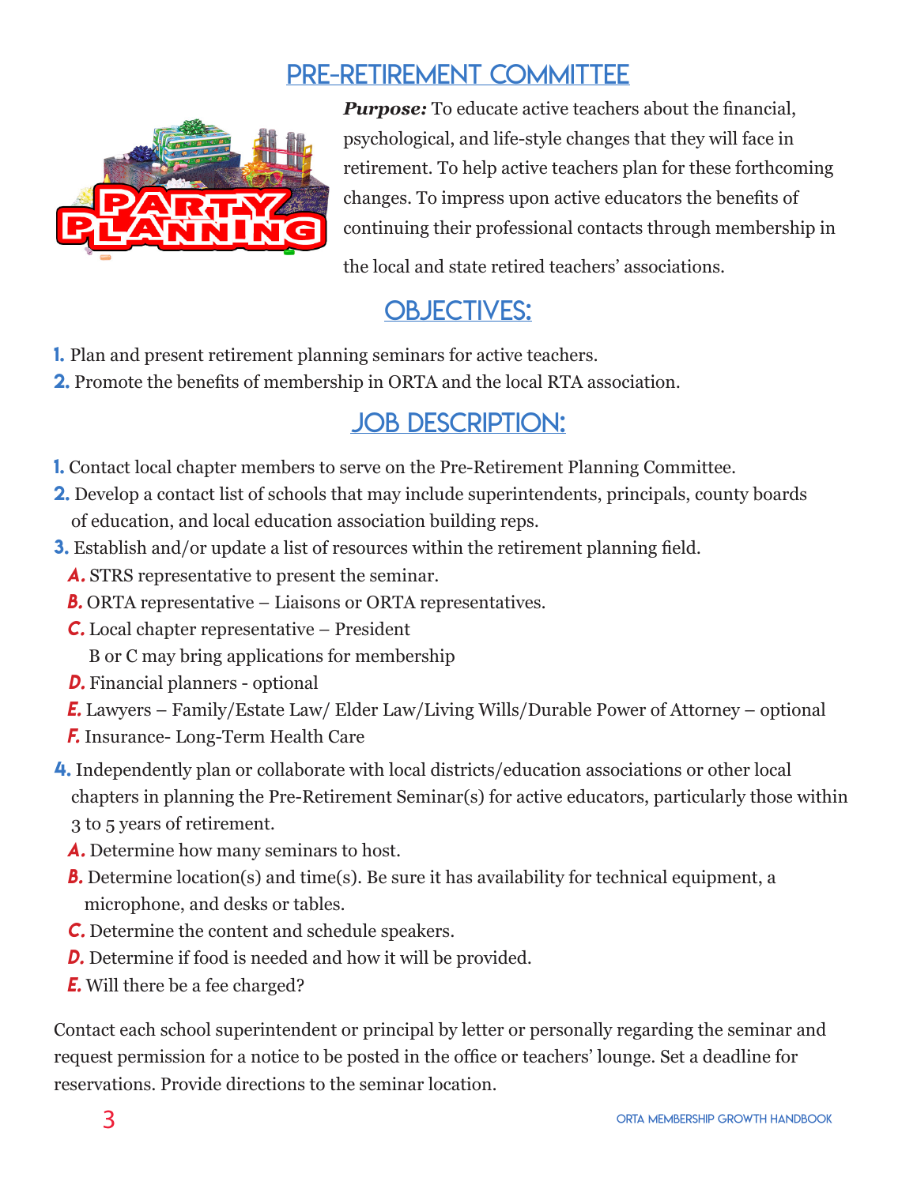# PRE-RETIREMENT COMMITTEE

***Purpose:*** To educate active teachers about the financial, psychological, and life-style changes that they will face in retirement. To help active teachers plan for these forthcoming changes. To impress upon active educators the benefits of continuing their professional contacts through membership in the local and state retired teachers' associations.

## OBJECTIVES:

1. Plan and present retirement planning seminars for active teachers.
2. Promote the benefits of membership in ORTA and the local RTA association.

## JOB DESCRIPTION:

1. Contact local chapter members to serve on the Pre-Retirement Planning Committee.
2. Develop a contact list of schools that may include superintendents, principals, county boards of education, and local education association building reps.
3. Establish and/or update a list of resources within the retirement planning field.
   - **A.** STRS representative to present the seminar.
   - **B.** ORTA representative – Liaisons or ORTA representatives.
   - **C.** Local chapter representative – President
     B or C may bring applications for membership
   - **D.** Financial planners - optional
   - **E.** Lawyers – Family/Estate Law/ Elder Law/Living Wills/Durable Power of Attorney – optional
   - **F.** Insurance- Long-Term Health Care
4. Independently plan or collaborate with local districts/education associations or other local chapters in planning the Pre-Retirement Seminar(s) for active educators, particularly those within 3 to 5 years of retirement.
   - **A.** Determine how many seminars to host.
   - **B.** Determine location(s) and time(s). Be sure it has availability for technical equipment, a microphone, and desks or tables.
   - **C.** Determine the content and schedule speakers.
   - **D.** Determine if food is needed and how it will be provided.
   - **E.** Will there be a fee charged?

Contact each school superintendent or principal by letter or personally regarding the seminar and request permission for a notice to be posted in the office or teachers' lounge. Set a deadline for reservations. Provide directions to the seminar location.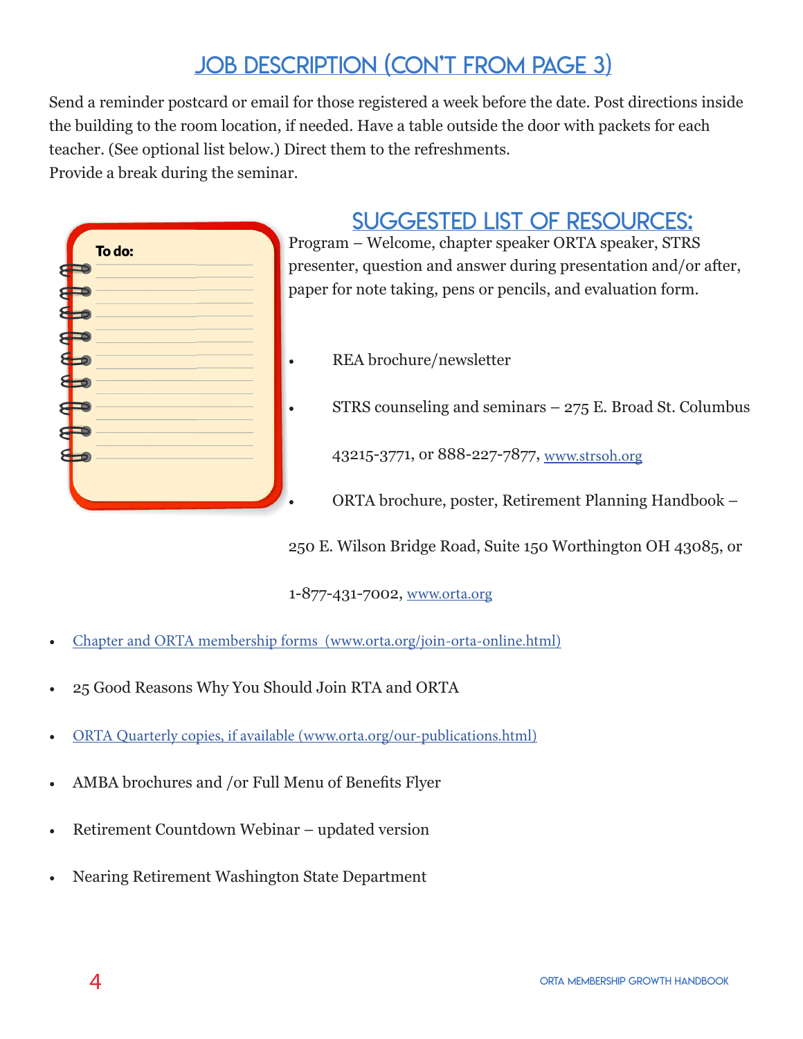## JOB DESCRIPTION (CON'T FROM PAGE 3)

Send a reminder postcard or email for those registered a week before the date. Post directions inside the building to the room location, if needed. Have a table outside the door with packets for each teacher. (See optional list below.) Direct them to the refreshments.
Provide a break during the seminar.

## SUGGESTED LIST OF RESOURCES:

Program – Welcome, chapter speaker ORTA speaker, STRS presenter, question and answer during presentation and/or after, paper for note taking, pens or pencils, and evaluation form.

- REA brochure/newsletter
- STRS counseling and seminars – 275 E. Broad St. Columbus 43215-3771, or 888-227-7877, www.strsoh.org
- ORTA brochure, poster, Retirement Planning Handbook – 250 E. Wilson Bridge Road, Suite 150 Worthington OH 43085, or 1-877-431-7002, www.orta.org
- Chapter and ORTA membership forms (www.orta.org/join-orta-online.html)
- 25 Good Reasons Why You Should Join RTA and ORTA
- ORTA Quarterly copies, if available (www.orta.org/our-publications.html)
- AMBA brochures and /or Full Menu of Benefits Flyer
- Retirement Countdown Webinar – updated version
- Nearing Retirement Washington State Department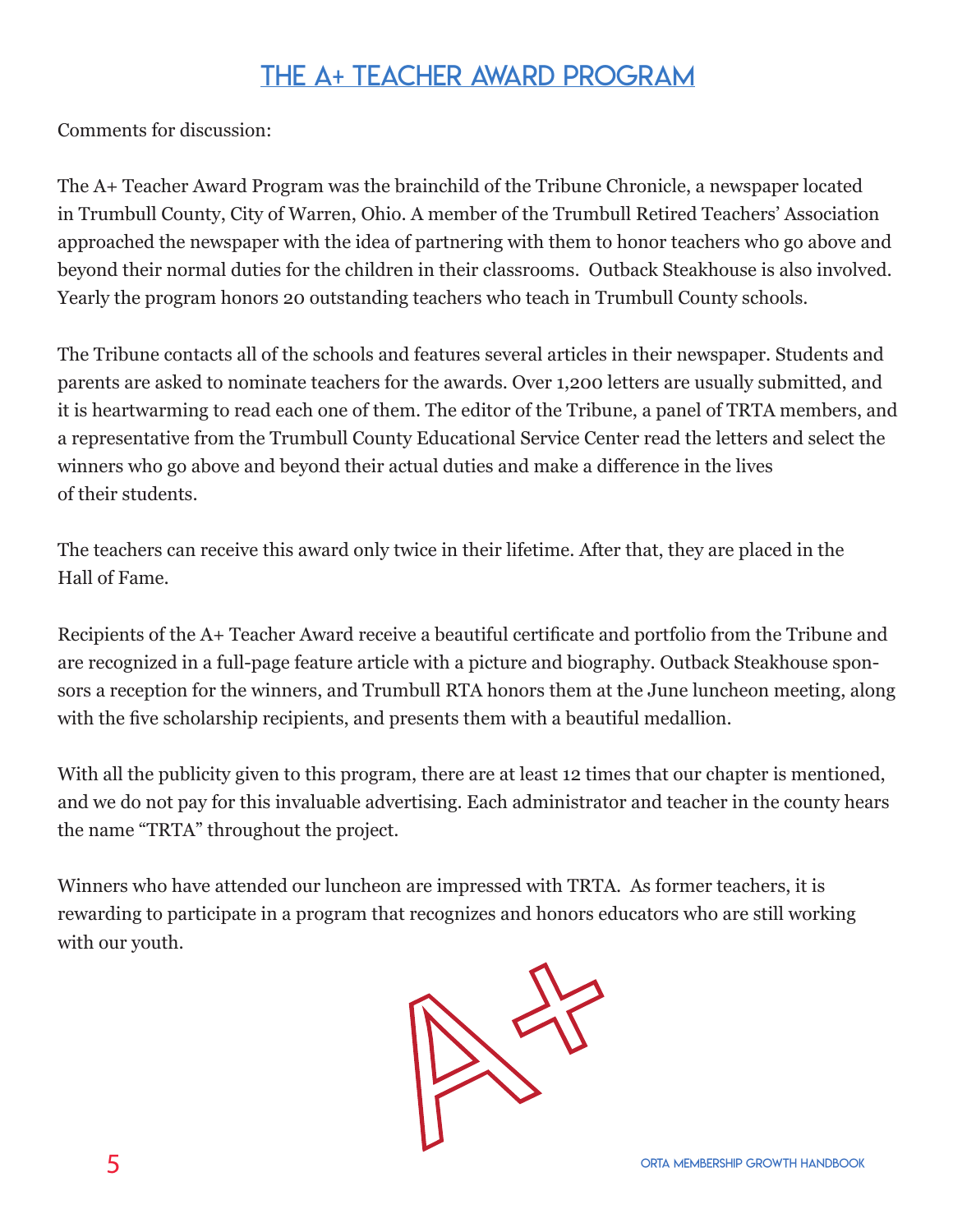# THE A+ TEACHER AWARD PROGRAM

Comments for discussion:

The A+ Teacher Award Program was the brainchild of the Tribune Chronicle, a newspaper located in Trumbull County, City of Warren, Ohio. A member of the Trumbull Retired Teachers' Association approached the newspaper with the idea of partnering with them to honor teachers who go above and beyond their normal duties for the children in their classrooms. Outback Steakhouse is also involved. Yearly the program honors 20 outstanding teachers who teach in Trumbull County schools.

The Tribune contacts all of the schools and features several articles in their newspaper. Students and parents are asked to nominate teachers for the awards. Over 1,200 letters are usually submitted, and it is heartwarming to read each one of them. The editor of the Tribune, a panel of TRTA members, and a representative from the Trumbull County Educational Service Center read the letters and select the winners who go above and beyond their actual duties and make a difference in the lives of their students.

The teachers can receive this award only twice in their lifetime. After that, they are placed in the Hall of Fame.

Recipients of the A+ Teacher Award receive a beautiful certificate and portfolio from the Tribune and are recognized in a full-page feature article with a picture and biography. Outback Steakhouse sponsors a reception for the winners, and Trumbull RTA honors them at the June luncheon meeting, along with the five scholarship recipients, and presents them with a beautiful medallion.

With all the publicity given to this program, there are at least 12 times that our chapter is mentioned, and we do not pay for this invaluable advertising. Each administrator and teacher in the county hears the name "TRTA" throughout the project.

Winners who have attended our luncheon are impressed with TRTA. As former teachers, it is rewarding to participate in a program that recognizes and honors educators who are still working with our youth.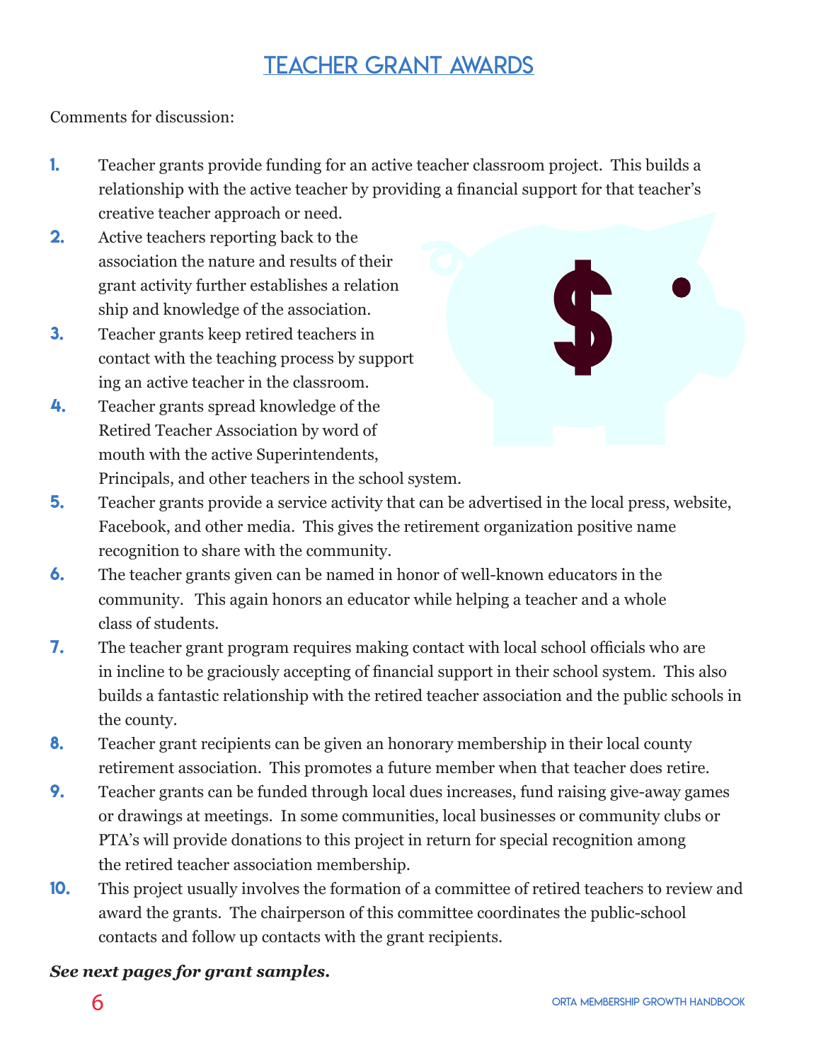# TEACHER GRANT AWARDS

Comments for discussion:

1. Teacher grants provide funding for an active teacher classroom project. This builds a relationship with the active teacher by providing a financial support for that teacher's creative teacher approach or need.
2. Active teachers reporting back to the association the nature and results of their grant activity further establishes a relation ship and knowledge of the association.
3. Teacher grants keep retired teachers in contact with the teaching process by support ing an active teacher in the classroom.
4. Teacher grants spread knowledge of the Retired Teacher Association by word of mouth with the active Superintendents, Principals, and other teachers in the school system.
5. Teacher grants provide a service activity that can be advertised in the local press, website, Facebook, and other media. This gives the retirement organization positive name recognition to share with the community.
6. The teacher grants given can be named in honor of well-known educators in the community. This again honors an educator while helping a teacher and a whole class of students.
7. The teacher grant program requires making contact with local school officials who are in incline to be graciously accepting of financial support in their school system. This also builds a fantastic relationship with the retired teacher association and the public schools in the county.
8. Teacher grant recipients can be given an honorary membership in their local county retirement association. This promotes a future member when that teacher does retire.
9. Teacher grants can be funded through local dues increases, fund raising give-away games or drawings at meetings. In some communities, local businesses or community clubs or PTA's will provide donations to this project in return for special recognition among the retired teacher association membership.
10. This project usually involves the formation of a committee of retired teachers to review and award the grants. The chairperson of this committee coordinates the public-school contacts and follow up contacts with the grant recipients.

***See next pages for grant samples.***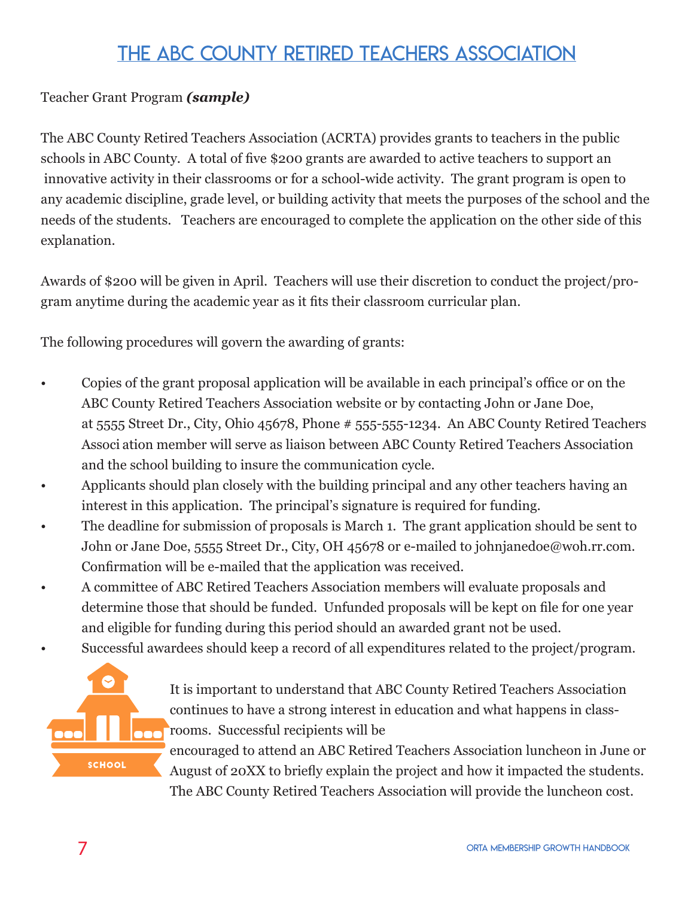# THE ABC COUNTY RETIRED TEACHERS ASSOCIATION

Teacher Grant Program ***(sample)***

The ABC County Retired Teachers Association (ACRTA) provides grants to teachers in the public schools in ABC County. A total of five $200 grants are awarded to active teachers to support an innovative activity in their classrooms or for a school-wide activity. The grant program is open to any academic discipline, grade level, or building activity that meets the purposes of the school and the needs of the students. Teachers are encouraged to complete the application on the other side of this explanation.

Awards of $200 will be given in April. Teachers will use their discretion to conduct the project/program anytime during the academic year as it fits their classroom curricular plan.

The following procedures will govern the awarding of grants:

- Copies of the grant proposal application will be available in each principal's office or on the ABC County Retired Teachers Association website or by contacting John or Jane Doe, at 5555 Street Dr., City, Ohio 45678, Phone # 555-555-1234. An ABC County Retired Teachers Associ ation member will serve as liaison between ABC County Retired Teachers Association and the school building to insure the communication cycle.
- Applicants should plan closely with the building principal and any other teachers having an interest in this application. The principal's signature is required for funding.
- The deadline for submission of proposals is March 1. The grant application should be sent to John or Jane Doe, 5555 Street Dr., City, OH 45678 or e-mailed to johnjanedoe@woh.rr.com. Confirmation will be e-mailed that the application was received.
- A committee of ABC Retired Teachers Association members will evaluate proposals and determine those that should be funded. Unfunded proposals will be kept on file for one year and eligible for funding during this period should an awarded grant not be used.
- Successful awardees should keep a record of all expenditures related to the project/program.

It is important to understand that ABC County Retired Teachers Association continues to have a strong interest in education and what happens in classrooms. Successful recipients will be encouraged to attend an ABC Retired Teachers Association luncheon in June or August of 20XX to briefly explain the project and how it impacted the students. The ABC County Retired Teachers Association will provide the luncheon cost.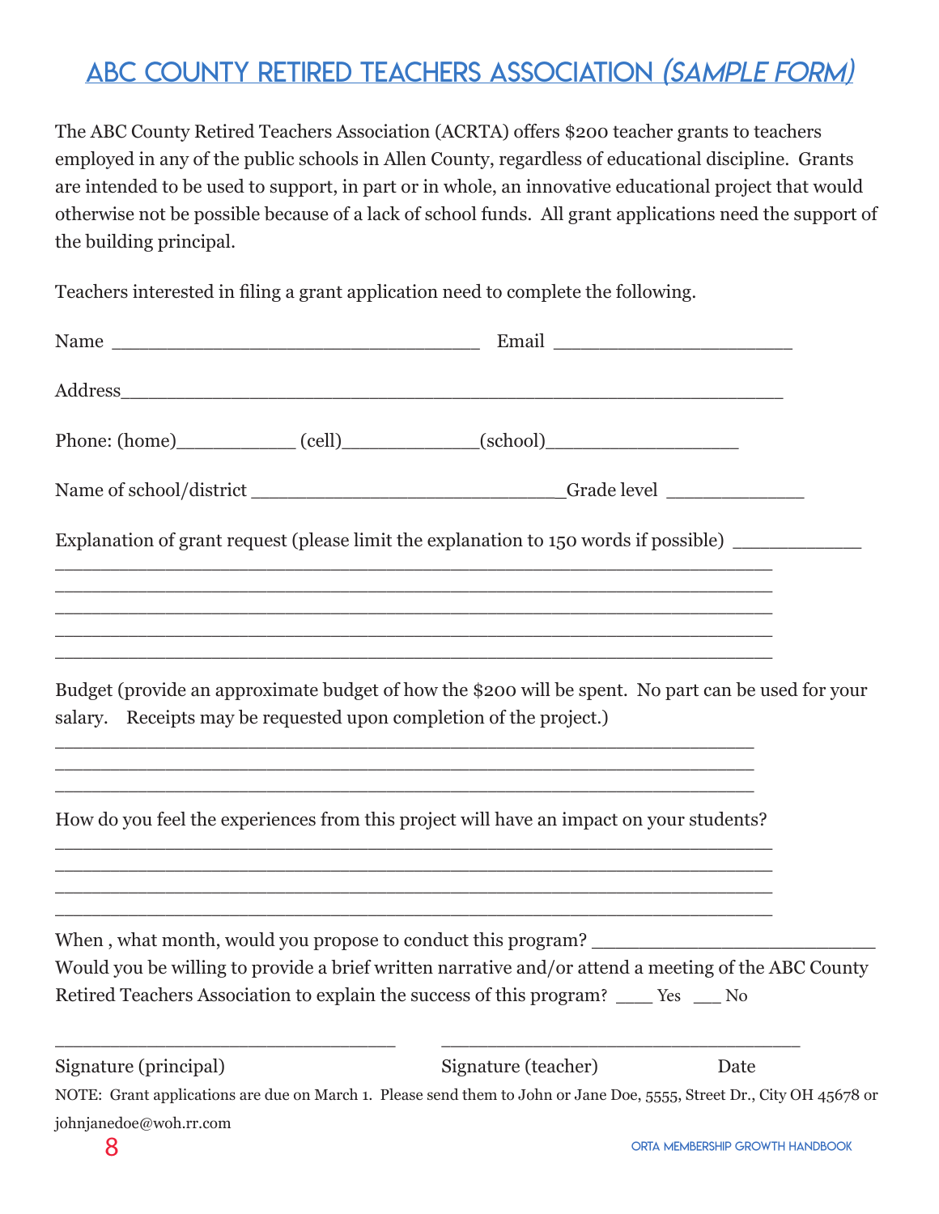# ABC COUNTY RETIRED TEACHERS ASSOCIATION *(SAMPLE FORM)*

The ABC County Retired Teachers Association (ACRTA) offers $200 teacher grants to teachers employed in any of the public schools in Allen County, regardless of educational discipline. Grants are intended to be used to support, in part or in whole, an innovative educational project that would otherwise not be possible because of a lack of school funds. All grant applications need the support of the building principal.

Teachers interested in filing a grant application need to complete the following.

Name ________________________________ Email ____________________

Address_________________________________________________________

Phone: (home)__________ (cell)___________(school)________________

Name of school/district ____________________________Grade level ____________

Explanation of grant request (please limit the explanation to 150 words if possible) ___________
_______________________________________________________________
_______________________________________________________________
_______________________________________________________________
_______________________________________________________________
_______________________________________________________________

Budget (provide an approximate budget of how the $200 will be spent. No part can be used for your salary. Receipts may be requested upon completion of the project.)
_______________________________________________________________
_______________________________________________________________
_______________________________________________________________

How do you feel the experiences from this project will have an impact on your students?
_______________________________________________________________
_______________________________________________________________
_______________________________________________________________
_______________________________________________________________

When , what month, would you propose to conduct this program? ________________________
Would you be willing to provide a brief written narrative and/or attend a meeting of the ABC County Retired Teachers Association to explain the success of this program? ___ Yes ___ No

______________________________ ________________________________

Signature (principal) Signature (teacher) Date

NOTE: Grant applications are due on March 1. Please send them to John or Jane Doe, 5555, Street Dr., City OH 45678 or johnjanedoe@woh.rr.com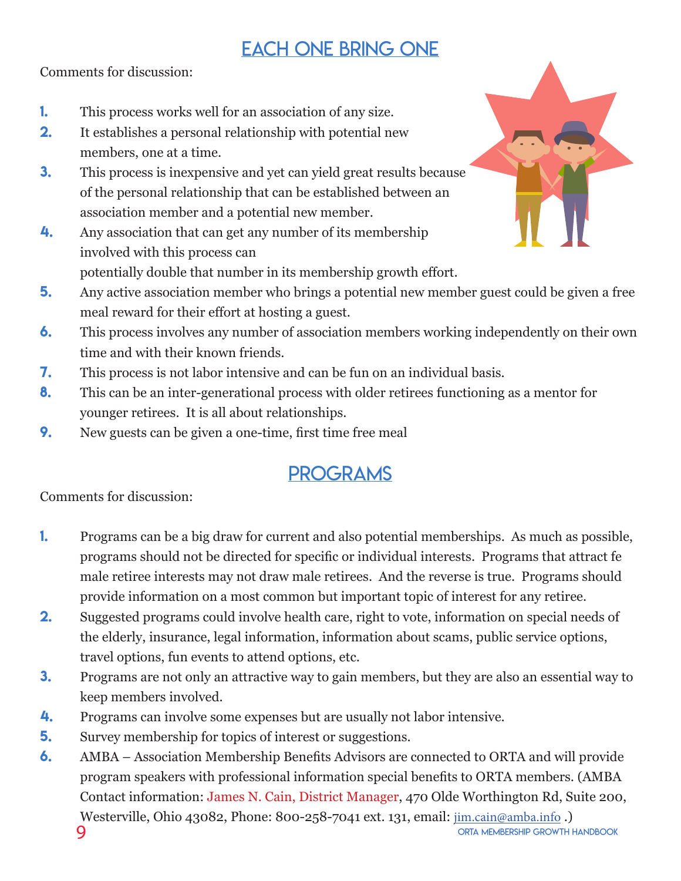# EACH ONE BRING ONE

Comments for discussion:

1. This process works well for an association of any size.
2. It establishes a personal relationship with potential new members, one at a time.
3. This process is inexpensive and yet can yield great results because of the personal relationship that can be established between an association member and a potential new member.
4. Any association that can get any number of its membership involved with this process can potentially double that number in its membership growth effort.
5. Any active association member who brings a potential new member guest could be given a free meal reward for their effort at hosting a guest.
6. This process involves any number of association members working independently on their own time and with their known friends.
7. This process is not labor intensive and can be fun on an individual basis.
8. This can be an inter-generational process with older retirees functioning as a mentor for younger retirees. It is all about relationships.
9. New guests can be given a one-time, first time free meal

# PROGRAMS

Comments for discussion:

1. Programs can be a big draw for current and also potential memberships. As much as possible, programs should not be directed for specific or individual interests. Programs that attract fe male retiree interests may not draw male retirees. And the reverse is true. Programs should provide information on a most common but important topic of interest for any retiree.
2. Suggested programs could involve health care, right to vote, information on special needs of the elderly, insurance, legal information, information about scams, public service options, travel options, fun events to attend options, etc.
3. Programs are not only an attractive way to gain members, but they are also an essential way to keep members involved.
4. Programs can involve some expenses but are usually not labor intensive.
5. Survey membership for topics of interest or suggestions.
6. AMBA – Association Membership Benefits Advisors are connected to ORTA and will provide program speakers with professional information special benefits to ORTA members. (AMBA Contact information: James N. Cain, District Manager, 470 Olde Worthington Rd, Suite 200, Westerville, Ohio 43082, Phone: 800-258-7041 ext. 131, email: jim.cain@amba.info .)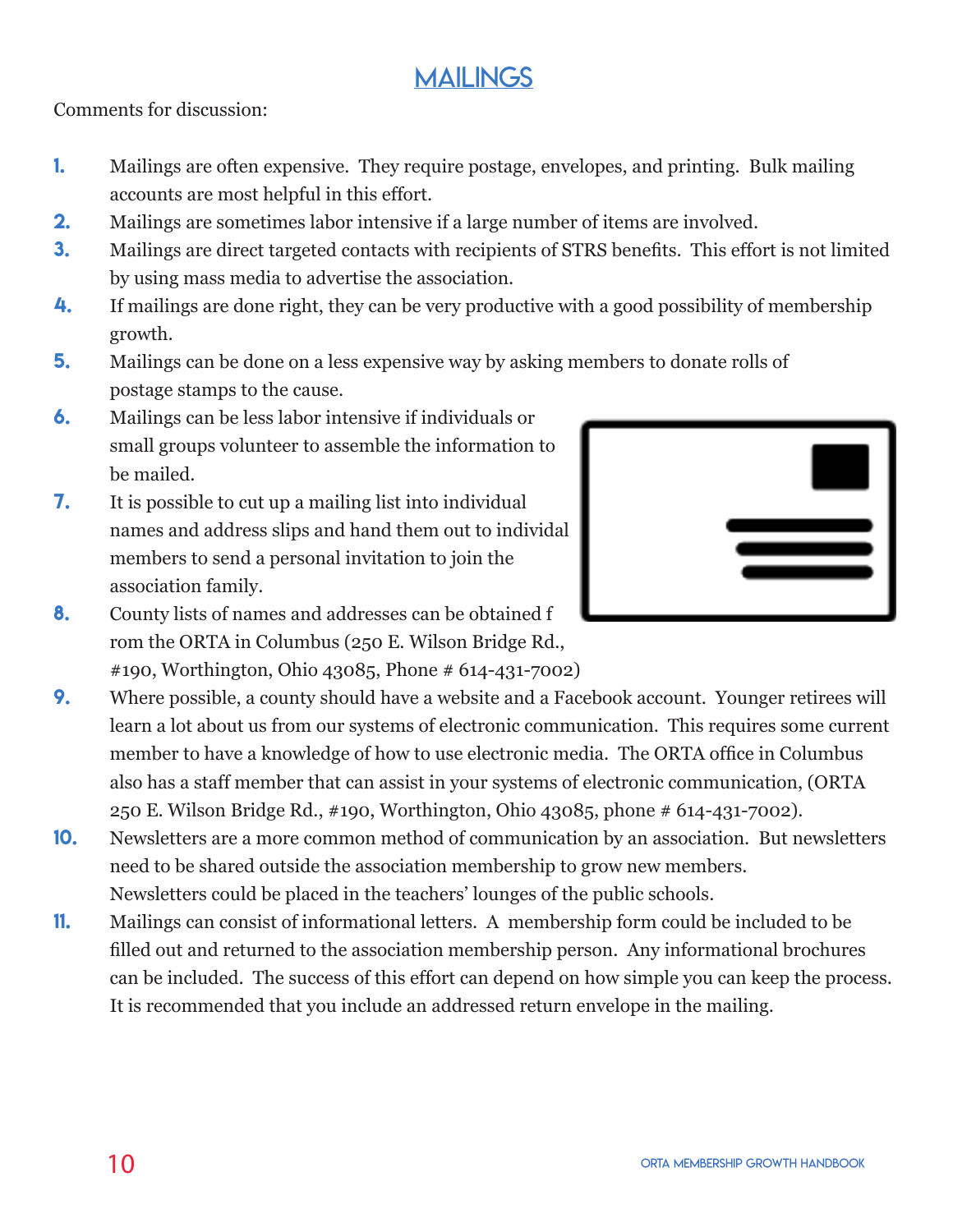# MAILINGS

Comments for discussion:

1. Mailings are often expensive. They require postage, envelopes, and printing. Bulk mailing accounts are most helpful in this effort.
2. Mailings are sometimes labor intensive if a large number of items are involved.
3. Mailings are direct targeted contacts with recipients of STRS benefits. This effort is not limited by using mass media to advertise the association.
4. If mailings are done right, they can be very productive with a good possibility of membership growth.
5. Mailings can be done on a less expensive way by asking members to donate rolls of postage stamps to the cause.
6. Mailings can be less labor intensive if individuals or small groups volunteer to assemble the information to be mailed.
7. It is possible to cut up a mailing list into individual names and address slips and hand them out to individal members to send a personal invitation to join the association family.
8. County lists of names and addresses can be obtained f rom the ORTA in Columbus (250 E. Wilson Bridge Rd., #190, Worthington, Ohio 43085, Phone # 614-431-7002)
9. Where possible, a county should have a website and a Facebook account. Younger retirees will learn a lot about us from our systems of electronic communication. This requires some current member to have a knowledge of how to use electronic media. The ORTA office in Columbus also has a staff member that can assist in your systems of electronic communication, (ORTA 250 E. Wilson Bridge Rd., #190, Worthington, Ohio 43085, phone # 614-431-7002).
10. Newsletters are a more common method of communication by an association. But newsletters need to be shared outside the association membership to grow new members. Newsletters could be placed in the teachers' lounges of the public schools.
11. Mailings can consist of informational letters. A membership form could be included to be filled out and returned to the association membership person. Any informational brochures can be included. The success of this effort can depend on how simple you can keep the process. It is recommended that you include an addressed return envelope in the mailing.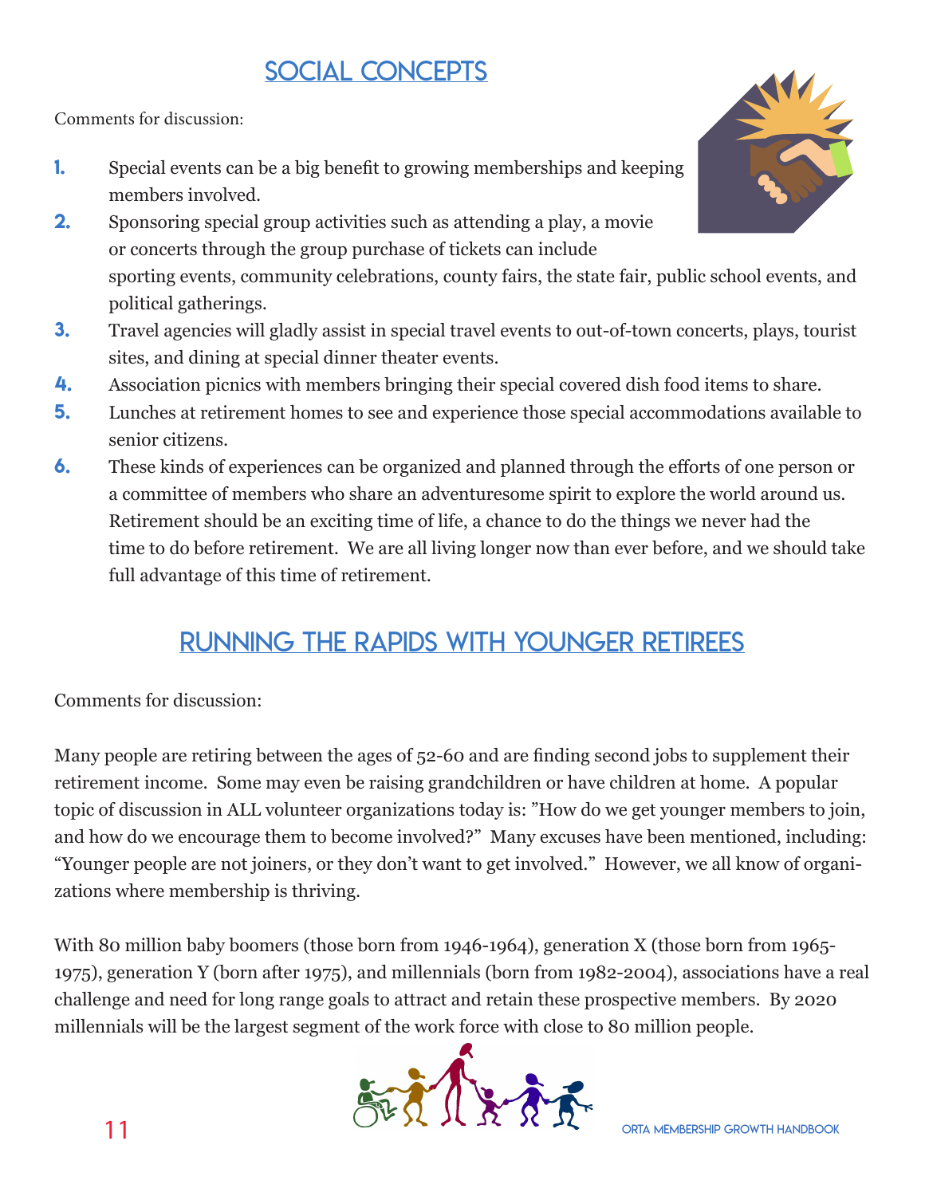## SOCIAL CONCEPTS

Comments for discussion:

1. Special events can be a big benefit to growing memberships and keeping members involved.
2. Sponsoring special group activities such as attending a play, a movie or concerts through the group purchase of tickets can include sporting events, community celebrations, county fairs, the state fair, public school events, and political gatherings.
3. Travel agencies will gladly assist in special travel events to out-of-town concerts, plays, tourist sites, and dining at special dinner theater events.
4. Association picnics with members bringing their special covered dish food items to share.
5. Lunches at retirement homes to see and experience those special accommodations available to senior citizens.
6. These kinds of experiences can be organized and planned through the efforts of one person or a committee of members who share an adventuresome spirit to explore the world around us. Retirement should be an exciting time of life, a chance to do the things we never had the time to do before retirement. We are all living longer now than ever before, and we should take full advantage of this time of retirement.

## RUNNING THE RAPIDS WITH YOUNGER RETIREES

Comments for discussion:

Many people are retiring between the ages of 52-60 and are finding second jobs to supplement their retirement income. Some may even be raising grandchildren or have children at home. A popular topic of discussion in ALL volunteer organizations today is: "How do we get younger members to join, and how do we encourage them to become involved?" Many excuses have been mentioned, including: "Younger people are not joiners, or they don't want to get involved." However, we all know of organizations where membership is thriving.

With 80 million baby boomers (those born from 1946-1964), generation X (those born from 1965-1975), generation Y (born after 1975), and millennials (born from 1982-2004), associations have a real challenge and need for long range goals to attract and retain these prospective members. By 2020 millennials will be the largest segment of the work force with close to 80 million people.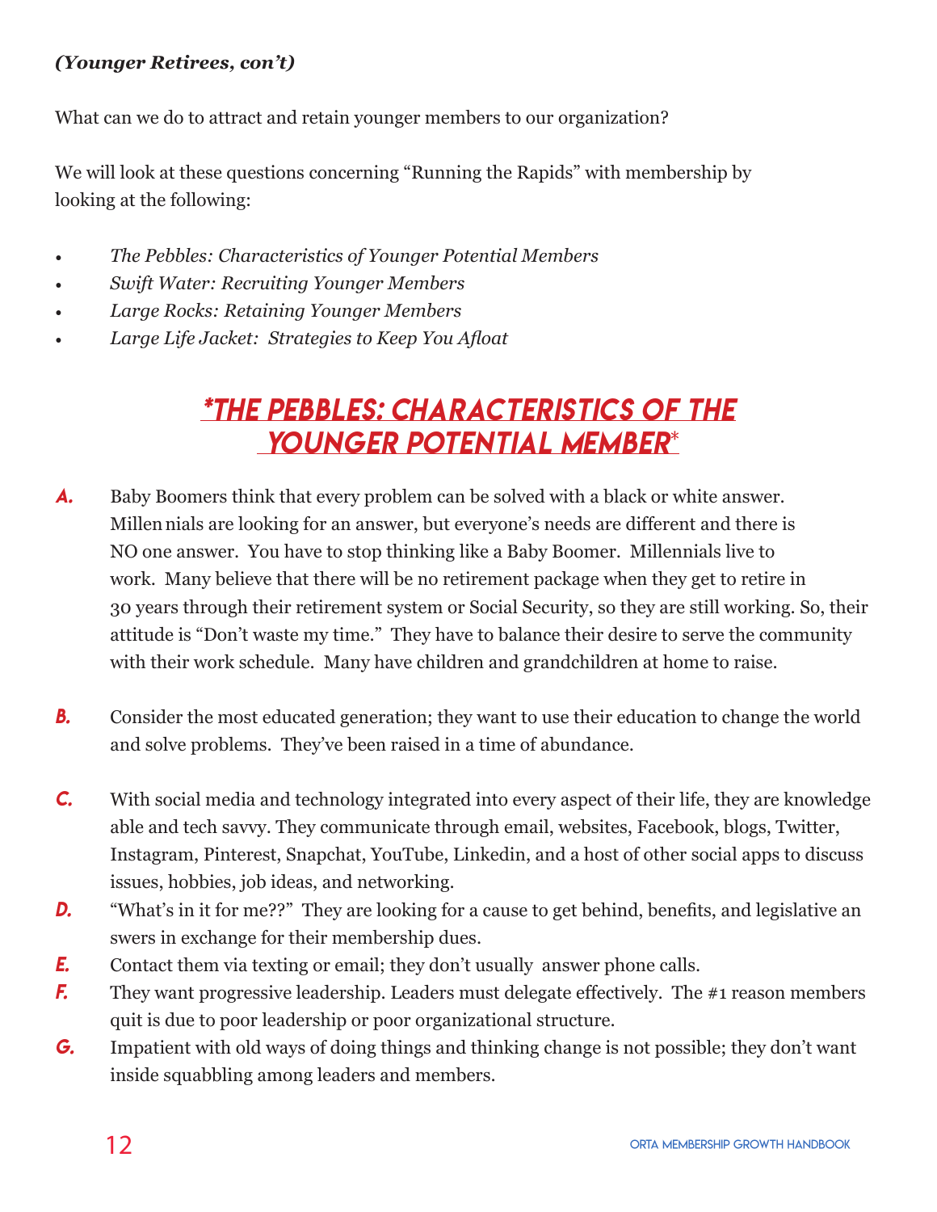***(Younger Retirees, con't)***

What can we do to attract and retain younger members to our organization?

We will look at these questions concerning "Running the Rapids" with membership by looking at the following:

- *The Pebbles: Characteristics of Younger Potential Members*
- *Swift Water: Recruiting Younger Members*
- *Large Rocks: Retaining Younger Members*
- *Large Life Jacket: Strategies to Keep You Afloat*

## *THE PEBBLES: CHARACTERISTICS OF THE YOUNGER POTENTIAL MEMBER*

**A.** Baby Boomers think that every problem can be solved with a black or white answer. Millennials are looking for an answer, but everyone's needs are different and there is NO one answer. You have to stop thinking like a Baby Boomer. Millennials live to work. Many believe that there will be no retirement package when they get to retire in 30 years through their retirement system or Social Security, so they are still working. So, their attitude is "Don't waste my time." They have to balance their desire to serve the community with their work schedule. Many have children and grandchildren at home to raise.

**B.** Consider the most educated generation; they want to use their education to change the world and solve problems. They've been raised in a time of abundance.

**C.** With social media and technology integrated into every aspect of their life, they are knowledgeable and tech savvy. They communicate through email, websites, Facebook, blogs, Twitter, Instagram, Pinterest, Snapchat, YouTube, Linkedin, and a host of other social apps to discuss issues, hobbies, job ideas, and networking.

**D.** "What's in it for me??" They are looking for a cause to get behind, benefits, and legislative answers in exchange for their membership dues.

**E.** Contact them via texting or email; they don't usually answer phone calls.

**F.** They want progressive leadership. Leaders must delegate effectively. The #1 reason members quit is due to poor leadership or poor organizational structure.

**G.** Impatient with old ways of doing things and thinking change is not possible; they don't want inside squabbling among leaders and members.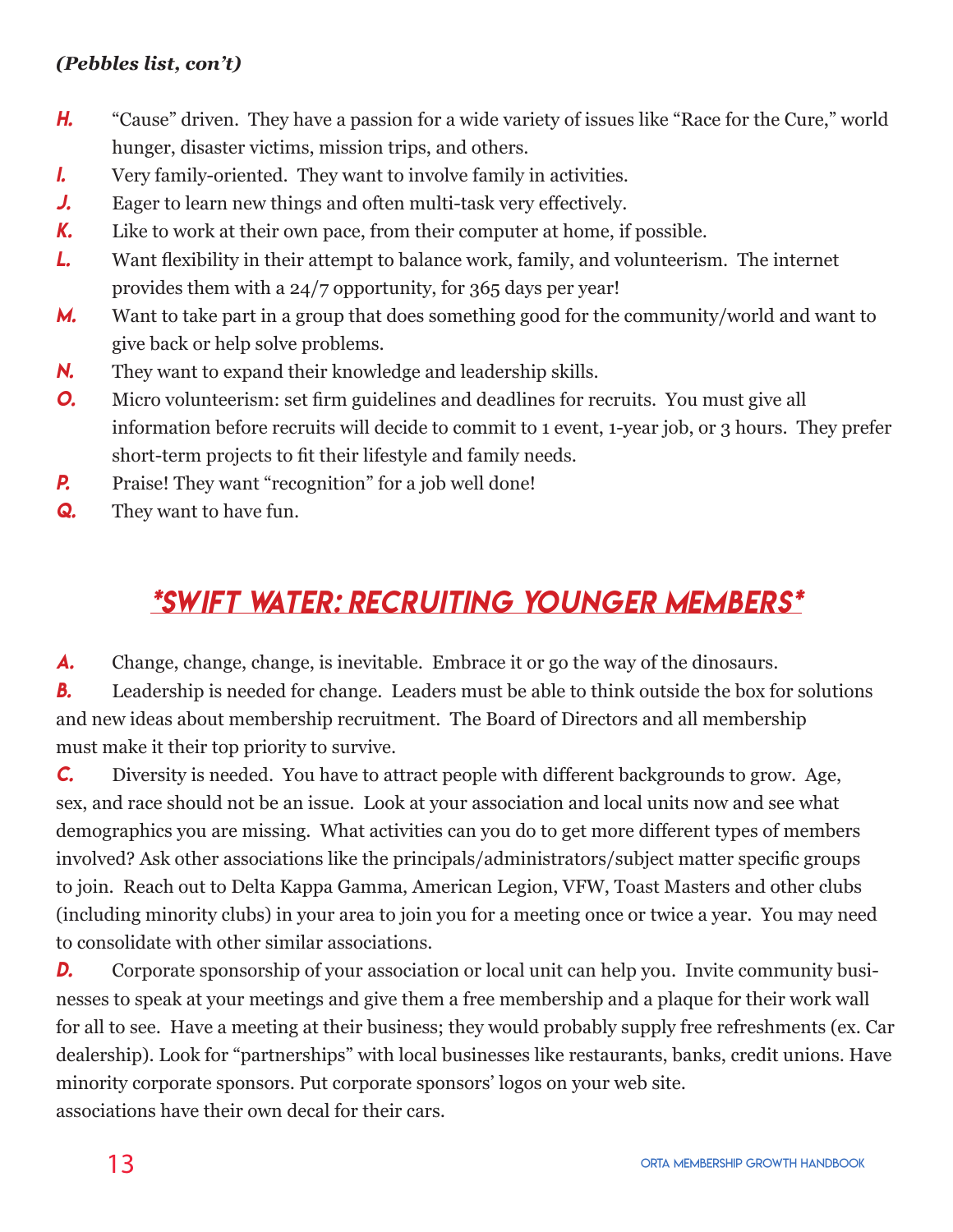*(Pebbles list, con't)*

- **H.** "Cause" driven. They have a passion for a wide variety of issues like "Race for the Cure," world hunger, disaster victims, mission trips, and others.
- **I.** Very family-oriented. They want to involve family in activities.
- **J.** Eager to learn new things and often multi-task very effectively.
- **K.** Like to work at their own pace, from their computer at home, if possible.
- **L.** Want flexibility in their attempt to balance work, family, and volunteerism. The internet provides them with a 24/7 opportunity, for 365 days per year!
- **M.** Want to take part in a group that does something good for the community/world and want to give back or help solve problems.
- **N.** They want to expand their knowledge and leadership skills.
- **O.** Micro volunteerism: set firm guidelines and deadlines for recruits. You must give all information before recruits will decide to commit to 1 event, 1-year job, or 3 hours. They prefer short-term projects to fit their lifestyle and family needs.
- **P.** Praise! They want "recognition" for a job well done!
- **Q.** They want to have fun.

## *SWIFT WATER: RECRUITING YOUNGER MEMBERS*

**A.** Change, change, change, is inevitable. Embrace it or go the way of the dinosaurs.

**B.** Leadership is needed for change. Leaders must be able to think outside the box for solutions and new ideas about membership recruitment. The Board of Directors and all membership must make it their top priority to survive.

**C.** Diversity is needed. You have to attract people with different backgrounds to grow. Age, sex, and race should not be an issue. Look at your association and local units now and see what demographics you are missing. What activities can you do to get more different types of members involved? Ask other associations like the principals/administrators/subject matter specific groups to join. Reach out to Delta Kappa Gamma, American Legion, VFW, Toast Masters and other clubs (including minority clubs) in your area to join you for a meeting once or twice a year. You may need to consolidate with other similar associations.

**D.** Corporate sponsorship of your association or local unit can help you. Invite community businesses to speak at your meetings and give them a free membership and a plaque for their work wall for all to see. Have a meeting at their business; they would probably supply free refreshments (ex. Car dealership). Look for "partnerships" with local businesses like restaurants, banks, credit unions. Have minority corporate sponsors. Put corporate sponsors' logos on your web site.
associations have their own decal for their cars.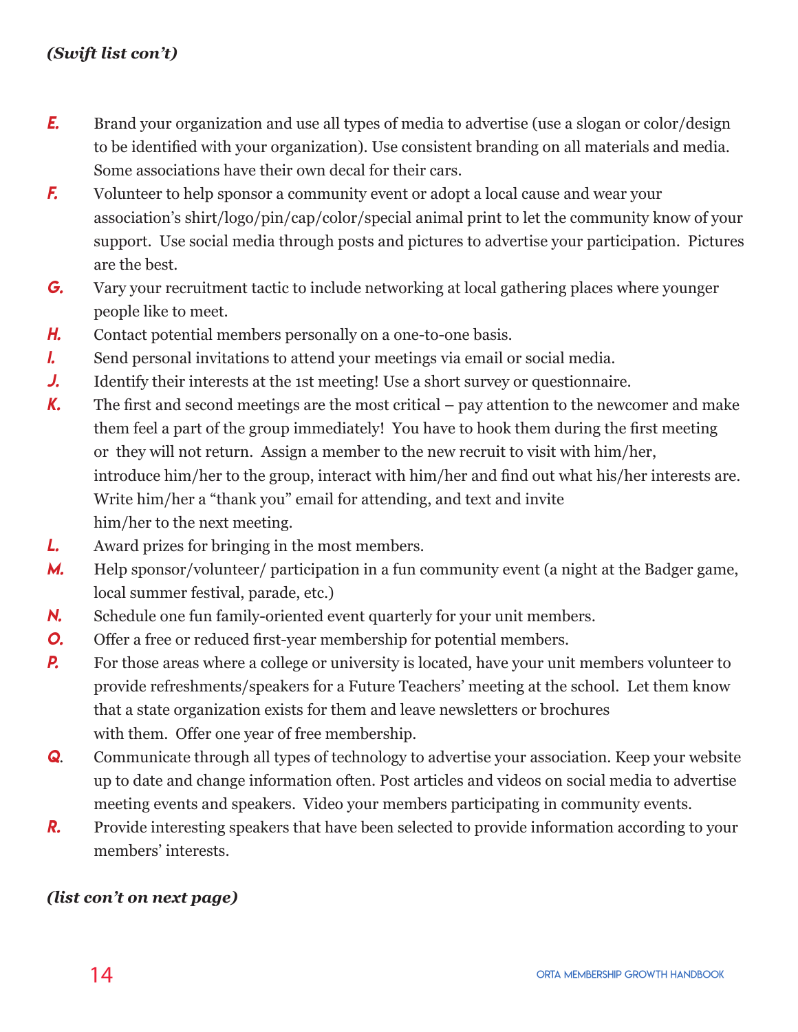*(Swift list con't)*

**E.** Brand your organization and use all types of media to advertise (use a slogan or color/design to be identified with your organization). Use consistent branding on all materials and media. Some associations have their own decal for their cars.

**F.** Volunteer to help sponsor a community event or adopt a local cause and wear your association's shirt/logo/pin/cap/color/special animal print to let the community know of your support. Use social media through posts and pictures to advertise your participation. Pictures are the best.

**G.** Vary your recruitment tactic to include networking at local gathering places where younger people like to meet.

**H.** Contact potential members personally on a one-to-one basis.

**I.** Send personal invitations to attend your meetings via email or social media.

**J.** Identify their interests at the 1st meeting! Use a short survey or questionnaire.

**K.** The first and second meetings are the most critical – pay attention to the newcomer and make them feel a part of the group immediately! You have to hook them during the first meeting or they will not return. Assign a member to the new recruit to visit with him/her, introduce him/her to the group, interact with him/her and find out what his/her interests are. Write him/her a "thank you" email for attending, and text and invite him/her to the next meeting.

**L.** Award prizes for bringing in the most members.

**M.** Help sponsor/volunteer/ participation in a fun community event (a night at the Badger game, local summer festival, parade, etc.)

**N.** Schedule one fun family-oriented event quarterly for your unit members.

**O.** Offer a free or reduced first-year membership for potential members.

**P.** For those areas where a college or university is located, have your unit members volunteer to provide refreshments/speakers for a Future Teachers' meeting at the school. Let them know that a state organization exists for them and leave newsletters or brochures with them. Offer one year of free membership.

**Q.** Communicate through all types of technology to advertise your association. Keep your website up to date and change information often. Post articles and videos on social media to advertise meeting events and speakers. Video your members participating in community events.

**R.** Provide interesting speakers that have been selected to provide information according to your members' interests.

*(list con't on next page)*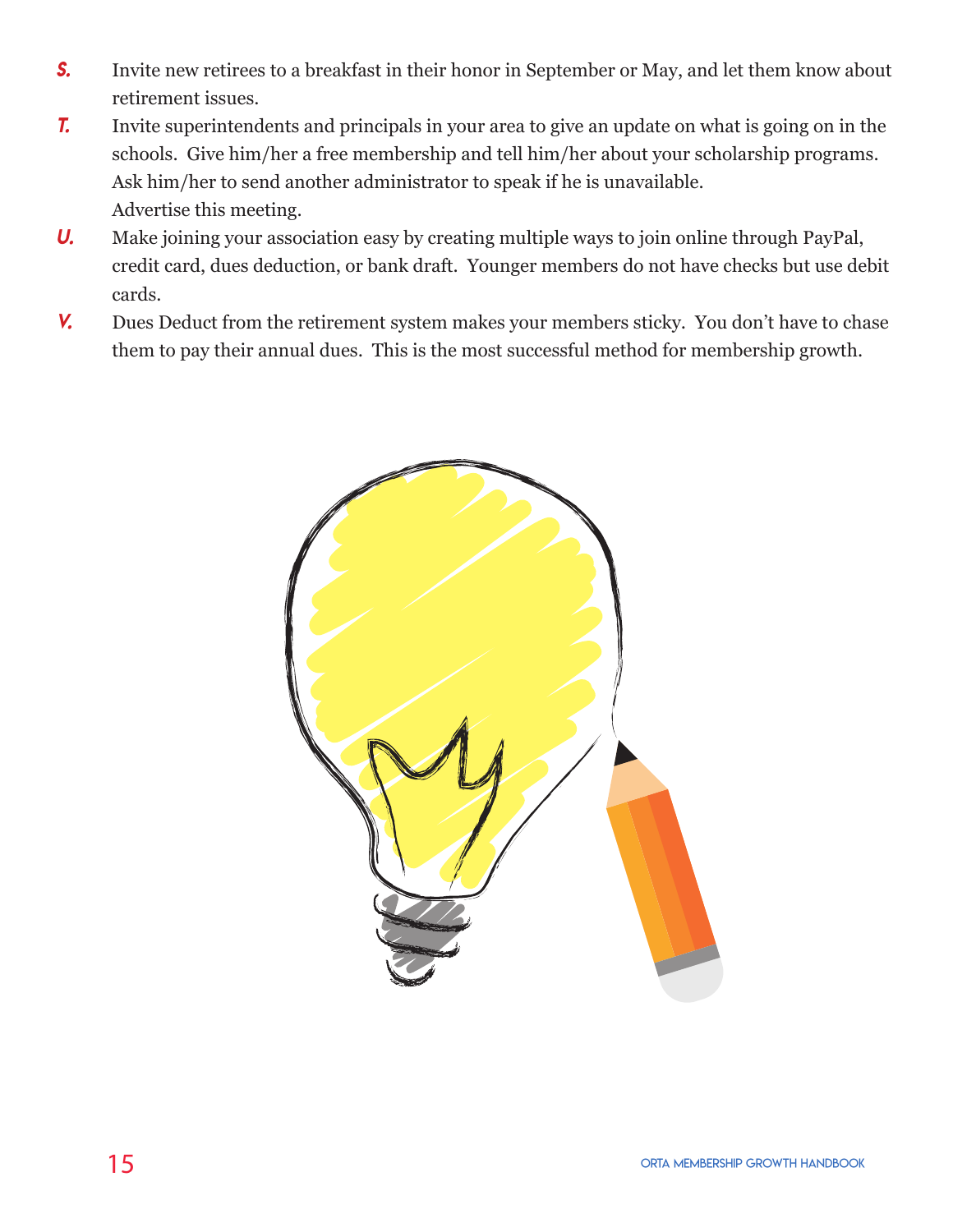**S.** Invite new retirees to a breakfast in their honor in September or May, and let them know about retirement issues.

**T.** Invite superintendents and principals in your area to give an update on what is going on in the schools. Give him/her a free membership and tell him/her about your scholarship programs. Ask him/her to send another administrator to speak if he is unavailable. Advertise this meeting.

**U.** Make joining your association easy by creating multiple ways to join online through PayPal, credit card, dues deduction, or bank draft. Younger members do not have checks but use debit cards.

**V.** Dues Deduct from the retirement system makes your members sticky. You don't have to chase them to pay their annual dues. This is the most successful method for membership growth.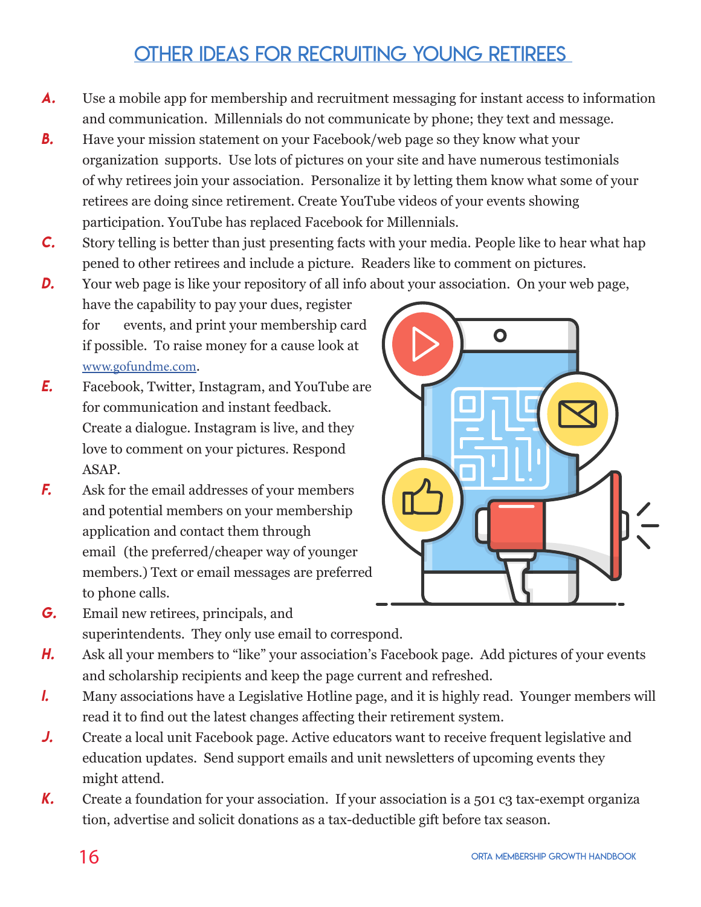## OTHER IDEAS FOR RECRUITING YOUNG RETIREES

A. Use a mobile app for membership and recruitment messaging for instant access to information and communication. Millennials do not communicate by phone; they text and message.

B. Have your mission statement on your Facebook/web page so they know what your organization supports. Use lots of pictures on your site and have numerous testimonials of why retirees join your association. Personalize it by letting them know what some of your retirees are doing since retirement. Create YouTube videos of your events showing participation. YouTube has replaced Facebook for Millennials.

C. Story telling is better than just presenting facts with your media. People like to hear what happened to other retirees and include a picture. Readers like to comment on pictures.

D. Your web page is like your repository of all info about your association. On your web page, have the capability to pay your dues, register for events, and print your membership card if possible. To raise money for a cause look at www.gofundme.com.

E. Facebook, Twitter, Instagram, and YouTube are for communication and instant feedback. Create a dialogue. Instagram is live, and they love to comment on your pictures. Respond ASAP.

F. Ask for the email addresses of your members and potential members on your membership application and contact them through email (the preferred/cheaper way of younger members.) Text or email messages are preferred to phone calls.

G. Email new retirees, principals, and superintendents. They only use email to correspond.

H. Ask all your members to "like" your association's Facebook page. Add pictures of your events and scholarship recipients and keep the page current and refreshed.

I. Many associations have a Legislative Hotline page, and it is highly read. Younger members will read it to find out the latest changes affecting their retirement system.

J. Create a local unit Facebook page. Active educators want to receive frequent legislative and education updates. Send support emails and unit newsletters of upcoming events they might attend.

K. Create a foundation for your association. If your association is a 501 c3 tax-exempt organization, advertise and solicit donations as a tax-deductible gift before tax season.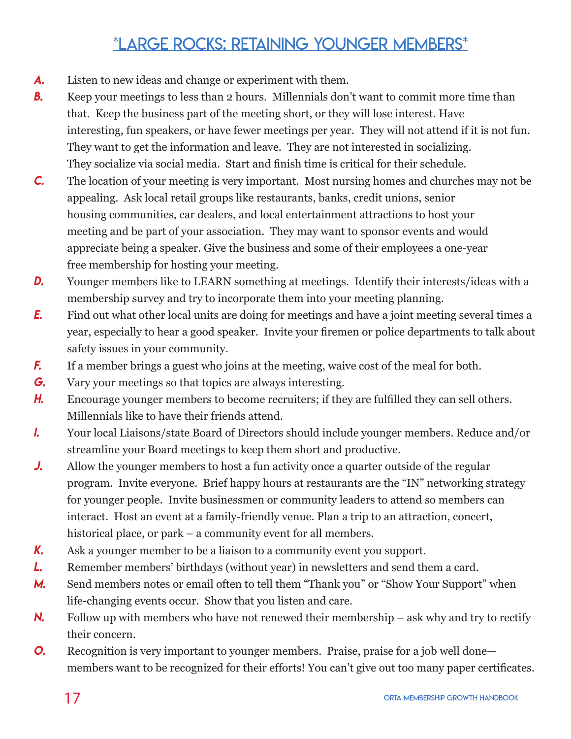# *LARGE ROCKS: RETAINING YOUNGER MEMBERS*

**A.** Listen to new ideas and change or experiment with them.

**B.** Keep your meetings to less than 2 hours. Millennials don't want to commit more time than that. Keep the business part of the meeting short, or they will lose interest. Have interesting, fun speakers, or have fewer meetings per year. They will not attend if it is not fun. They want to get the information and leave. They are not interested in socializing. They socialize via social media. Start and finish time is critical for their schedule.

**C.** The location of your meeting is very important. Most nursing homes and churches may not be appealing. Ask local retail groups like restaurants, banks, credit unions, senior housing communities, car dealers, and local entertainment attractions to host your meeting and be part of your association. They may want to sponsor events and would appreciate being a speaker. Give the business and some of their employees a one-year free membership for hosting your meeting.

**D.** Younger members like to LEARN something at meetings. Identify their interests/ideas with a membership survey and try to incorporate them into your meeting planning.

**E.** Find out what other local units are doing for meetings and have a joint meeting several times a year, especially to hear a good speaker. Invite your firemen or police departments to talk about safety issues in your community.

**F.** If a member brings a guest who joins at the meeting, waive cost of the meal for both.

**G.** Vary your meetings so that topics are always interesting.

**H.** Encourage younger members to become recruiters; if they are fulfilled they can sell others. Millennials like to have their friends attend.

**I.** Your local Liaisons/state Board of Directors should include younger members. Reduce and/or streamline your Board meetings to keep them short and productive.

**J.** Allow the younger members to host a fun activity once a quarter outside of the regular program. Invite everyone. Brief happy hours at restaurants are the "IN" networking strategy for younger people. Invite businessmen or community leaders to attend so members can interact. Host an event at a family-friendly venue. Plan a trip to an attraction, concert, historical place, or park – a community event for all members.

**K.** Ask a younger member to be a liaison to a community event you support.

**L.** Remember members' birthdays (without year) in newsletters and send them a card.

**M.** Send members notes or email often to tell them "Thank you" or "Show Your Support" when life-changing events occur. Show that you listen and care.

**N.** Follow up with members who have not renewed their membership – ask why and try to rectify their concern.

**O.** Recognition is very important to younger members. Praise, praise for a job well done—members want to be recognized for their efforts! You can't give out too many paper certificates.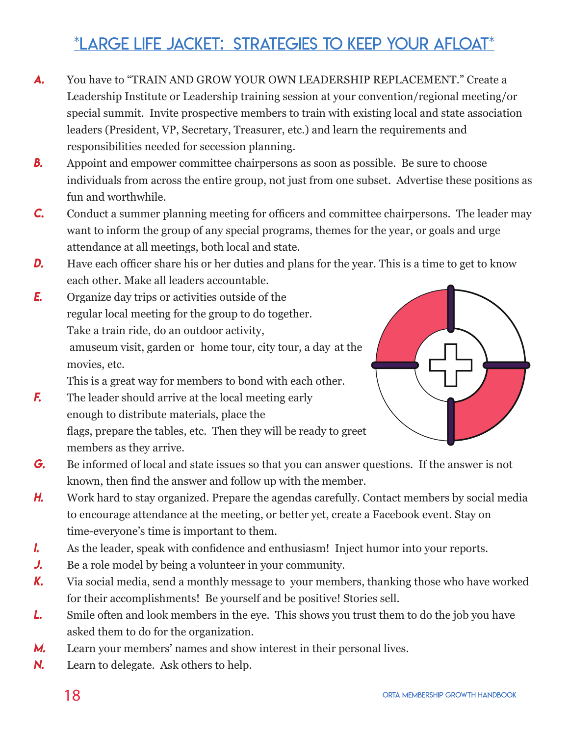# *LARGE LIFE JACKET: STRATEGIES TO KEEP YOUR AFLOAT*

**A.** You have to "TRAIN AND GROW YOUR OWN LEADERSHIP REPLACEMENT." Create a Leadership Institute or Leadership training session at your convention/regional meeting/or special summit. Invite prospective members to train with existing local and state association leaders (President, VP, Secretary, Treasurer, etc.) and learn the requirements and responsibilities needed for secession planning.

**B.** Appoint and empower committee chairpersons as soon as possible. Be sure to choose individuals from across the entire group, not just from one subset. Advertise these positions as fun and worthwhile.

**C.** Conduct a summer planning meeting for officers and committee chairpersons. The leader may want to inform the group of any special programs, themes for the year, or goals and urge attendance at all meetings, both local and state.

**D.** Have each officer share his or her duties and plans for the year. This is a time to get to know each other. Make all leaders accountable.

**E.** Organize day trips or activities outside of the regular local meeting for the group to do together. Take a train ride, do an outdoor activity, amuseum visit, garden or home tour, city tour, a day at the movies, etc. This is a great way for members to bond with each other.

**F.** The leader should arrive at the local meeting early enough to distribute materials, place the flags, prepare the tables, etc. Then they will be ready to greet members as they arrive.

**G.** Be informed of local and state issues so that you can answer questions. If the answer is not known, then find the answer and follow up with the member.

**H.** Work hard to stay organized. Prepare the agendas carefully. Contact members by social media to encourage attendance at the meeting, or better yet, create a Facebook event. Stay on time-everyone's time is important to them.

**I.** As the leader, speak with confidence and enthusiasm! Inject humor into your reports.

**J.** Be a role model by being a volunteer in your community.

**K.** Via social media, send a monthly message to your members, thanking those who have worked for their accomplishments! Be yourself and be positive! Stories sell.

**L.** Smile often and look members in the eye. This shows you trust them to do the job you have asked them to do for the organization.

**M.** Learn your members' names and show interest in their personal lives.

**N.** Learn to delegate. Ask others to help.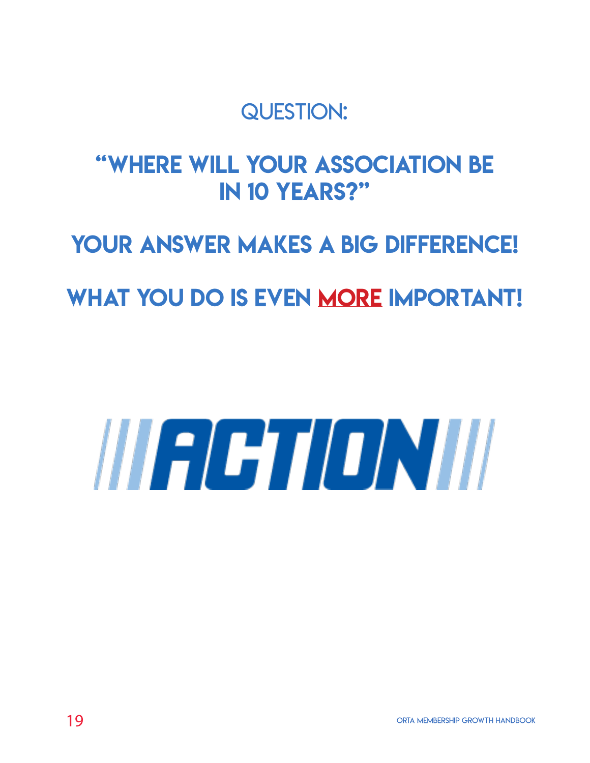# QUESTION:

## "WHERE WILL YOUR ASSOCIATION BE IN 10 YEARS?"

## YOUR ANSWER MAKES A BIG DIFFERENCE!

## WHAT YOU DO IS EVEN MORE IMPORTANT!

# ACTION